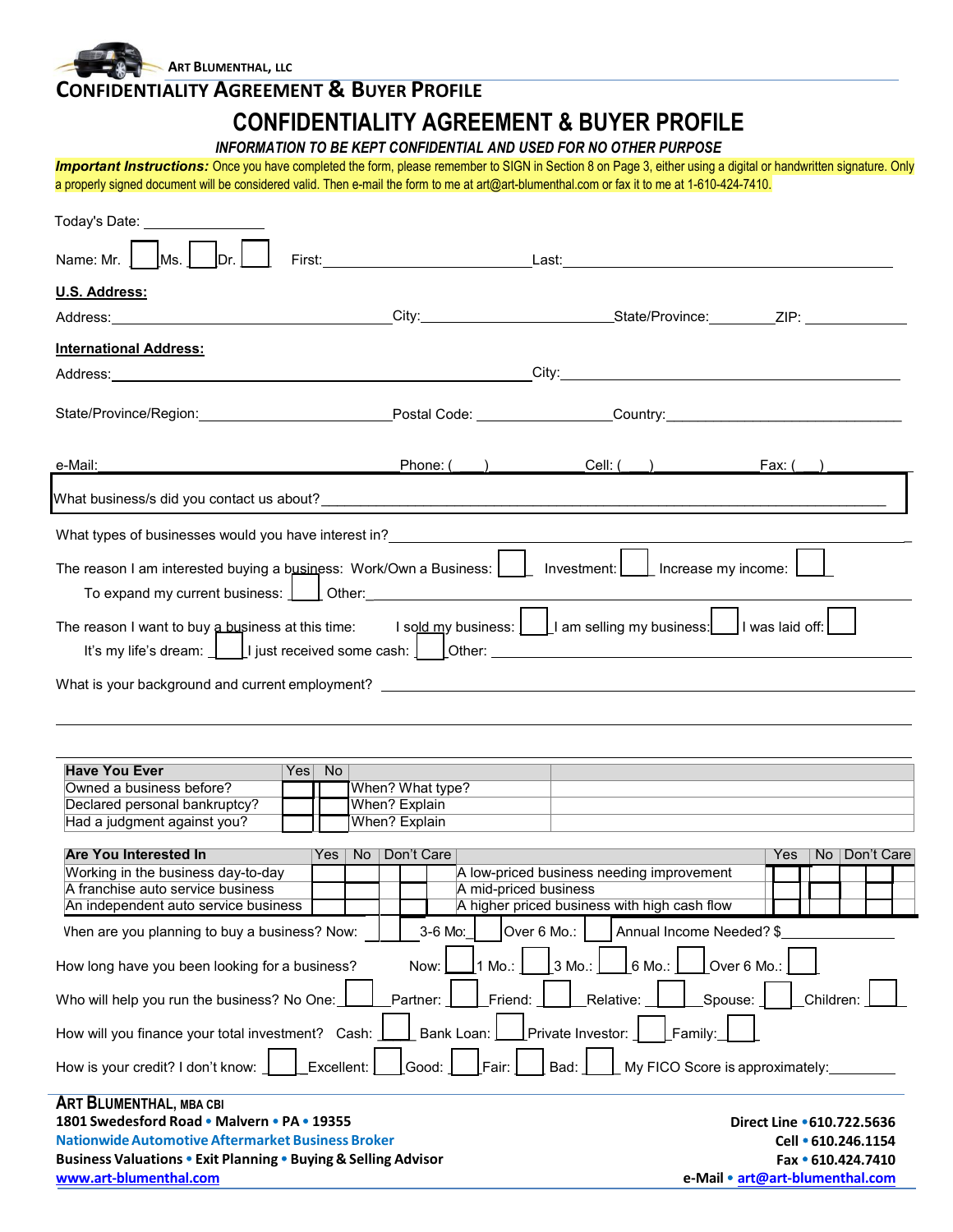ART BLUMENTHAL, LLC

CONFIDENTIALITY AGREEMENT & BUYER PROFILE

# CONFIDENTIALITY AGREEMENT & BUYER PROFILE

***INFORMATION TO BE KEPT CONFIDENTIAL AND USED FOR NO OTHER PURPOSE***

***Important Instructions:*** Once you have completed the form, please remember to SIGN in Section 8 on Page 3, either using a digital or handwritten signature. Only a properly signed document will be considered valid. Then e-mail the form to me at art@art-blumenthal.com or fax it to me at 1-610-424-7410.

Today's Date: ______________

Name: Mr. ☐ Ms. ☐ Dr. ☐ First: ______________________ Last: ______________________

**U.S. Address:**

Address: ______________________ City: ______________________ State/Province: ________ ZIP: ________

**International Address:**

Address: ______________________ City: ______________________

State/Province/Region: ______________________ Postal Code: ______________ Country: ______________________

e-Mail: ______________________ Phone: ( ) Cell: ( ) Fax: ( )

What business/s did you contact us about? ______________________

What types of businesses would you have interest in? ______________________

The reason I am interested buying a business: Work/Own a Business: ☐ Investment: ☐ Increase my income: ☐
To expand my current business: ☐ Other: ______________________

The reason I want to buy a business at this time: I sold my business: ☐ I am selling my business: ☐ I was laid off: ☐
It's my life's dream: ☐ I just received some cash: ☐ Other: ______________________

What is your background and current employment? ______________________

| Have You Ever | Yes | No | | |
|---|---|---|---|---|
| Owned a business before? | ☐ | ☐ | When? What type? | |
| Declared personal bankruptcy? | ☐ | ☐ | When? Explain | |
| Had a judgment against you? | ☐ | ☐ | When? Explain | |

| Are You Interested In | Yes | No | Don't Care | | Yes | No | Don't Care |
|---|---|---|---|---|---|---|---|
| Working in the business day-to-day | ☐ | ☐ | ☐ | A low-priced business needing improvement | ☐ | ☐ | ☐ |
| A franchise auto service business | ☐ | ☐ | ☐ | A mid-priced business | ☐ | ☐ | ☐ |
| An independent auto service business | ☐ | ☐ | ☐ | A higher priced business with high cash flow | ☐ | ☐ | ☐ |

When are you planning to buy a business? Now: ☐ 3-6 Mo: ☐ Over 6 Mo.: ☐ Annual Income Needed? $__________

How long have you been looking for a business? Now: ☐ 1 Mo.: ☐ 3 Mo.: ☐ 6 Mo.: ☐ Over 6 Mo.: ☐

Who will help you run the business? No One: ☐ Partner: ☐ Friend: ☐ Relative: ☐ Spouse: ☐ Children: ☐

How will you finance your total investment? Cash: ☐ Bank Loan: ☐ Private Investor: ☐ Family: ☐

How is your credit? I don't know: ☐ Excellent: ☐ Good: ☐ Fair: ☐ Bad: ☐ My FICO Score is approximately: __________

**ART BLUMENTHAL, MBA CBI**
**1801 Swedesford Road • Malvern • PA • 19355**
**Nationwide Automotive Aftermarket Business Broker**
**Business Valuations • Exit Planning • Buying & Selling Advisor**
**www.art-blumenthal.com**

**Direct Line • 610.722.5636**
**Cell • 610.246.1154**
**Fax • 610.424.7410**
**e-Mail • art@art-blumenthal.com**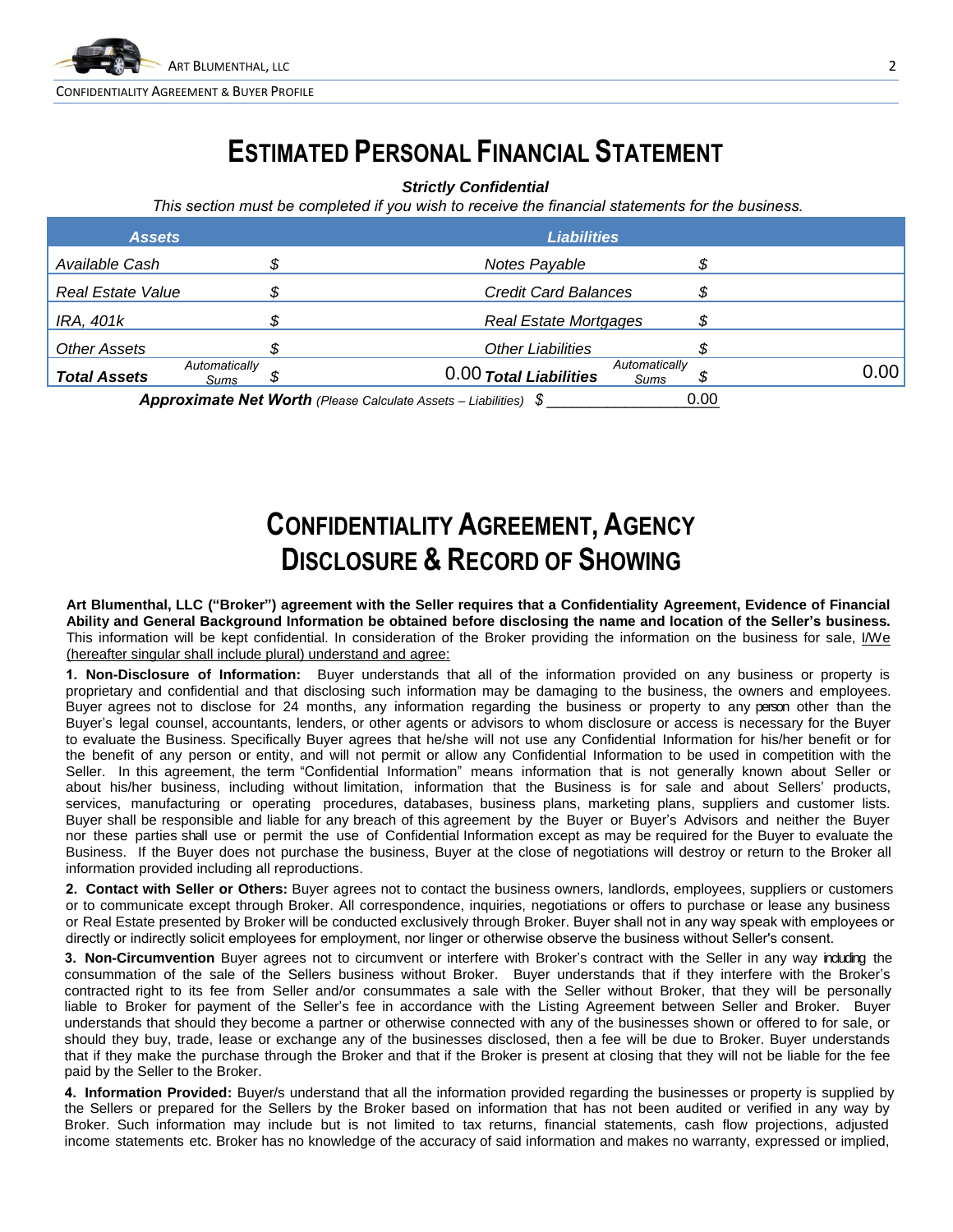# ESTIMATED PERSONAL FINANCIAL STATEMENT

***Strictly Confidential***

*This section must be completed if you wish to receive the financial statements for the business.*

| *Assets* | | *Liabilities* | |
|---|---|---|---|
| *Available Cash* | $ | *Notes Payable* | $ |
| *Real Estate Value* | $ | *Credit Card Balances* | $ |
| *IRA, 401k* | $ | *Real Estate Mortgages* | $ |
| *Other Assets* | $ | *Other Liabilities* | $ |
| ***Total Assets*** *Automatically Sums* | $ 0.00 | ***Total Liabilities*** *Automatically Sums* | $ 0.00 |

***Approximate Net Worth*** *(Please Calculate Assets – Liabilities)* $ ________________0.00

# CONFIDENTIALITY AGREEMENT, AGENCY DISCLOSURE & RECORD OF SHOWING

**Art Blumenthal, LLC ("Broker") agreement with the Seller requires that a Confidentiality Agreement, Evidence of Financial Ability and General Background Information be obtained before disclosing the name and location of the Seller's business.** This information will be kept confidential. In consideration of the Broker providing the information on the business for sale, I/We (hereafter singular shall include plural) understand and agree:

**1. Non-Disclosure of Information:** Buyer understands that all of the information provided on any business or property is proprietary and confidential and that disclosing such information may be damaging to the business, the owners and employees. Buyer agrees not to disclose for 24 months, any information regarding the business or property to any person other than the Buyer's legal counsel, accountants, lenders, or other agents or advisors to whom disclosure or access is necessary for the Buyer to evaluate the Business. Specifically Buyer agrees that he/she will not use any Confidential Information for his/her benefit or for the benefit of any person or entity, and will not permit or allow any Confidential Information to be used in competition with the Seller. In this agreement, the term "Confidential Information" means information that is not generally known about Seller or about his/her business, including without limitation, information that the Business is for sale and about Sellers' products, services, manufacturing or operating procedures, databases, business plans, marketing plans, suppliers and customer lists. Buyer shall be responsible and liable for any breach of this agreement by the Buyer or Buyer's Advisors and neither the Buyer nor these parties shall use or permit the use of Confidential Information except as may be required for the Buyer to evaluate the Business. If the Buyer does not purchase the business, Buyer at the close of negotiations will destroy or return to the Broker all information provided including all reproductions.

**2. Contact with Seller or Others:** Buyer agrees not to contact the business owners, landlords, employees, suppliers or customers or to communicate except through Broker. All correspondence, inquiries, negotiations or offers to purchase or lease any business or Real Estate presented by Broker will be conducted exclusively through Broker. Buyer shall not in any way speak with employees or directly or indirectly solicit employees for employment, nor linger or otherwise observe the business without Seller's consent.

**3. Non-Circumvention** Buyer agrees not to circumvent or interfere with Broker's contract with the Seller in any way including the consummation of the sale of the Sellers business without Broker. Buyer understands that if they interfere with the Broker's contracted right to its fee from Seller and/or consummates a sale with the Seller without Broker, that they will be personally liable to Broker for payment of the Seller's fee in accordance with the Listing Agreement between Seller and Broker. Buyer understands that should they become a partner or otherwise connected with any of the businesses shown or offered to for sale, or should they buy, trade, lease or exchange any of the businesses disclosed, then a fee will be due to Broker. Buyer understands that if they make the purchase through the Broker and that if the Broker is present at closing that they will not be liable for the fee paid by the Seller to the Broker.

**4. Information Provided:** Buyer/s understand that all the information provided regarding the businesses or property is supplied by the Sellers or prepared for the Sellers by the Broker based on information that has not been audited or verified in any way by Broker. Such information may include but is not limited to tax returns, financial statements, cash flow projections, adjusted income statements etc. Broker has no knowledge of the accuracy of said information and makes no warranty, expressed or implied,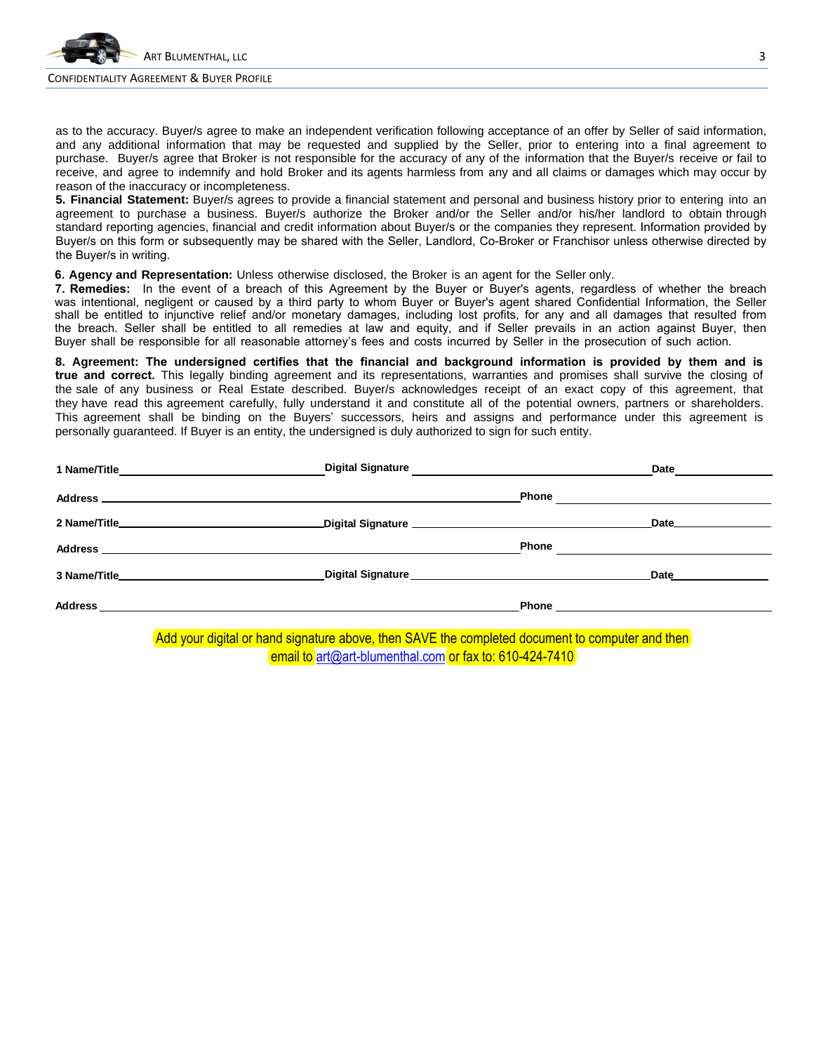as to the accuracy. Buyer/s agree to make an independent verification following acceptance of an offer by Seller of said information, and any additional information that may be requested and supplied by the Seller, prior to entering into a final agreement to purchase. Buyer/s agree that Broker is not responsible for the accuracy of any of the information that the Buyer/s receive or fail to receive, and agree to indemnify and hold Broker and its agents harmless from any and all claims or damages which may occur by reason of the inaccuracy or incompleteness.

**5. Financial Statement:** Buyer/s agrees to provide a financial statement and personal and business history prior to entering into an agreement to purchase a business. Buyer/s authorize the Broker and/or the Seller and/or his/her landlord to obtain through standard reporting agencies, financial and credit information about Buyer/s or the companies they represent. Information provided by Buyer/s on this form or subsequently may be shared with the Seller, Landlord, Co-Broker or Franchisor unless otherwise directed by the Buyer/s in writing.

**6. Agency and Representation:** Unless otherwise disclosed, the Broker is an agent for the Seller only.

**7. Remedies:** In the event of a breach of this Agreement by the Buyer or Buyer's agents, regardless of whether the breach was intentional, negligent or caused by a third party to whom Buyer or Buyer's agent shared Confidential Information, the Seller shall be entitled to injunctive relief and/or monetary damages, including lost profits, for any and all damages that resulted from the breach. Seller shall be entitled to all remedies at law and equity, and if Seller prevails in an action against Buyer, then Buyer shall be responsible for all reasonable attorney's fees and costs incurred by Seller in the prosecution of such action.

**8. Agreement: The undersigned certifies that the financial and background information is provided by them and is true and correct.** This legally binding agreement and its representations, warranties and promises shall survive the closing of the sale of any business or Real Estate described. Buyer/s acknowledges receipt of an exact copy of this agreement, that they have read this agreement carefully, fully understand it and constitute all of the potential owners, partners or shareholders. This agreement shall be binding on the Buyers' successors, heirs and assigns and performance under this agreement is personally guaranteed. If Buyer is an entity, the undersigned is duly authorized to sign for such entity.

**1 Name/Title**\_\_\_\_\_\_\_\_\_\_\_\_\_\_\_\_\_\_\_\_ **Digital Signature** \_\_\_\_\_\_\_\_\_\_\_\_\_\_\_\_\_\_\_\_ **Date** \_\_\_\_\_\_\_\_\_\_

**Address** \_\_\_\_\_\_\_\_\_\_\_\_\_\_\_\_\_\_\_\_\_\_\_\_\_\_\_\_\_\_\_\_\_\_\_\_\_\_ **Phone** \_\_\_\_\_\_\_\_\_\_\_\_\_\_\_\_\_\_\_\_

**2 Name/Title**\_\_\_\_\_\_\_\_\_\_\_\_\_\_\_\_\_\_\_\_ **Digital Signature** \_\_\_\_\_\_\_\_\_\_\_\_\_\_\_\_\_\_\_\_ **Date** \_\_\_\_\_\_\_\_\_\_

**Address** \_\_\_\_\_\_\_\_\_\_\_\_\_\_\_\_\_\_\_\_\_\_\_\_\_\_\_\_\_\_\_\_\_\_\_\_\_\_ **Phone** \_\_\_\_\_\_\_\_\_\_\_\_\_\_\_\_\_\_\_\_

**3 Name/Title**\_\_\_\_\_\_\_\_\_\_\_\_\_\_\_\_\_\_\_\_ **Digital Signature** \_\_\_\_\_\_\_\_\_\_\_\_\_\_\_\_\_\_\_\_ **Date** \_\_\_\_\_\_\_\_\_\_

**Address** \_\_\_\_\_\_\_\_\_\_\_\_\_\_\_\_\_\_\_\_\_\_\_\_\_\_\_\_\_\_\_\_\_\_\_\_\_\_ **Phone** \_\_\_\_\_\_\_\_\_\_\_\_\_\_\_\_\_\_\_\_

Add your digital or hand signature above, then SAVE the completed document to computer and then email to art@art-blumenthal.com or fax to: 610-424-7410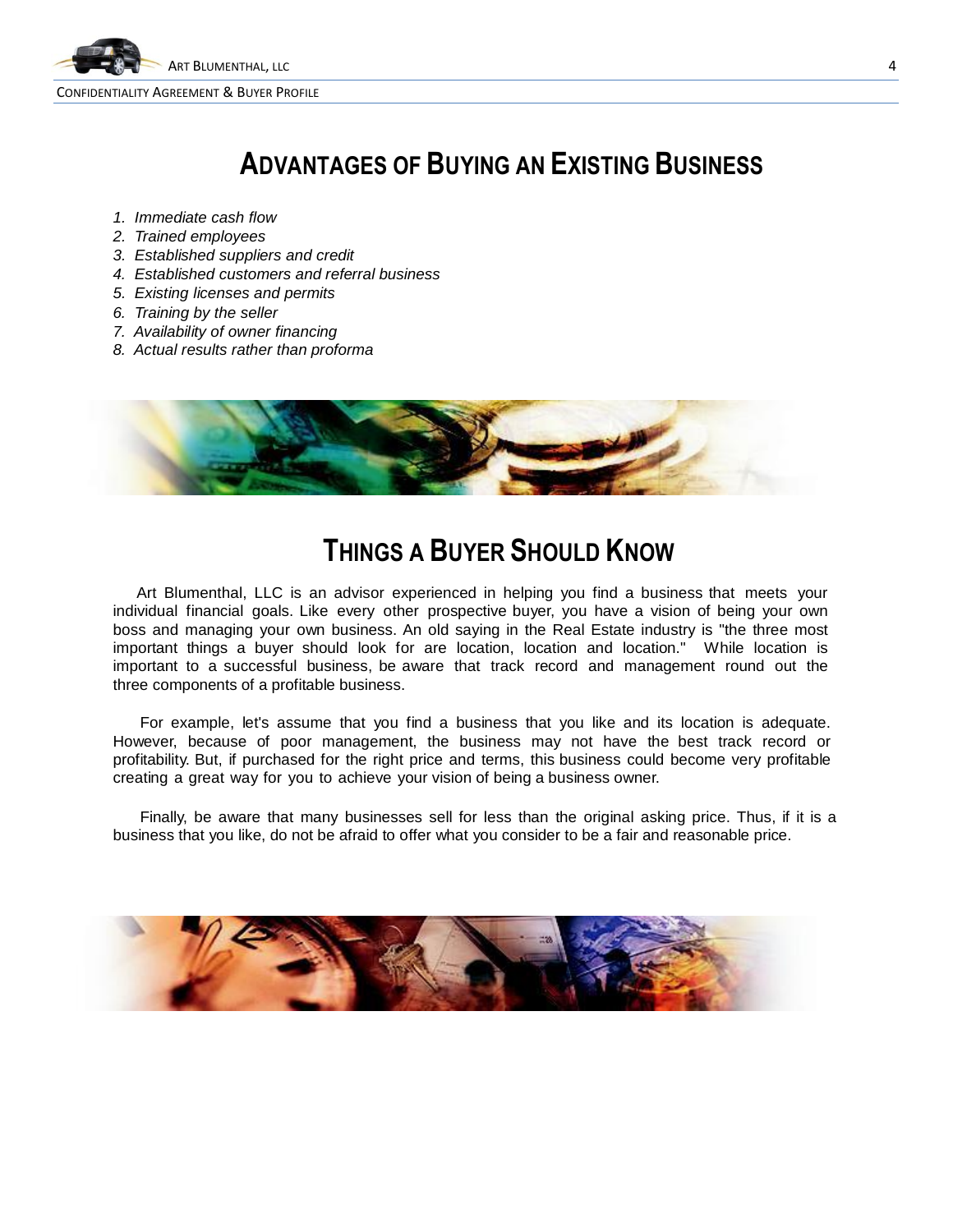# Advantages of Buying an Existing Business

1. *Immediate cash flow*
2. *Trained employees*
3. *Established suppliers and credit*
4. *Established customers and referral business*
5. *Existing licenses and permits*
6. *Training by the seller*
7. *Availability of owner financing*
8. *Actual results rather than proforma*

# Things a Buyer Should Know

Art Blumenthal, LLC is an advisor experienced in helping you find a business that meets your individual financial goals. Like every other prospective buyer, you have a vision of being your own boss and managing your own business. An old saying in the Real Estate industry is "the three most important things a buyer should look for are location, location and location." While location is important to a successful business, be aware that track record and management round out the three components of a profitable business.

For example, let's assume that you find a business that you like and its location is adequate. However, because of poor management, the business may not have the best track record or profitability. But, if purchased for the right price and terms, this business could become very profitable creating a great way for you to achieve your vision of being a business owner.

Finally, be aware that many businesses sell for less than the original asking price. Thus, if it is a business that you like, do not be afraid to offer what you consider to be a fair and reasonable price.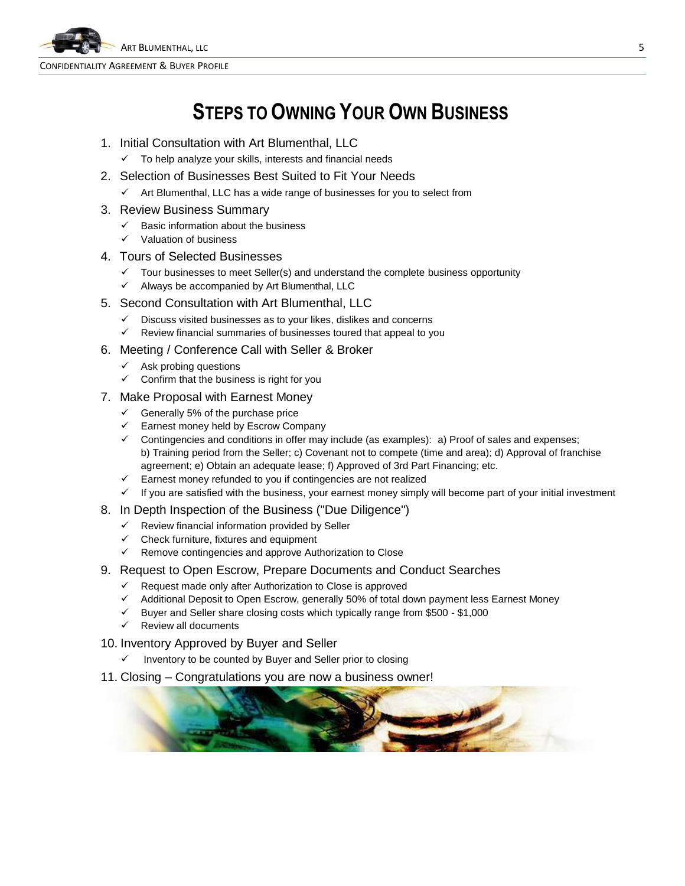# STEPS TO OWNING YOUR OWN BUSINESS

1. Initial Consultation with Art Blumenthal, LLC
   - ✓ To help analyze your skills, interests and financial needs
2. Selection of Businesses Best Suited to Fit Your Needs
   - ✓ Art Blumenthal, LLC has a wide range of businesses for you to select from
3. Review Business Summary
   - ✓ Basic information about the business
   - ✓ Valuation of business
4. Tours of Selected Businesses
   - ✓ Tour businesses to meet Seller(s) and understand the complete business opportunity
   - ✓ Always be accompanied by Art Blumenthal, LLC
5. Second Consultation with Art Blumenthal, LLC
   - ✓ Discuss visited businesses as to your likes, dislikes and concerns
   - ✓ Review financial summaries of businesses toured that appeal to you
6. Meeting / Conference Call with Seller & Broker
   - ✓ Ask probing questions
   - ✓ Confirm that the business is right for you
7. Make Proposal with Earnest Money
   - ✓ Generally 5% of the purchase price
   - ✓ Earnest money held by Escrow Company
   - ✓ Contingencies and conditions in offer may include (as examples): a) Proof of sales and expenses; b) Training period from the Seller; c) Covenant not to compete (time and area); d) Approval of franchise agreement; e) Obtain an adequate lease; f) Approved of 3rd Part Financing; etc.
   - ✓ Earnest money refunded to you if contingencies are not realized
   - ✓ If you are satisfied with the business, your earnest money simply will become part of your initial investment
8. In Depth Inspection of the Business ("Due Diligence")
   - ✓ Review financial information provided by Seller
   - ✓ Check furniture, fixtures and equipment
   - ✓ Remove contingencies and approve Authorization to Close
9. Request to Open Escrow, Prepare Documents and Conduct Searches
   - ✓ Request made only after Authorization to Close is approved
   - ✓ Additional Deposit to Open Escrow, generally 50% of total down payment less Earnest Money
   - ✓ Buyer and Seller share closing costs which typically range from $500 - $1,000
   - ✓ Review all documents
10. Inventory Approved by Buyer and Seller
    - ✓ Inventory to be counted by Buyer and Seller prior to closing
11. Closing – Congratulations you are now a business owner!